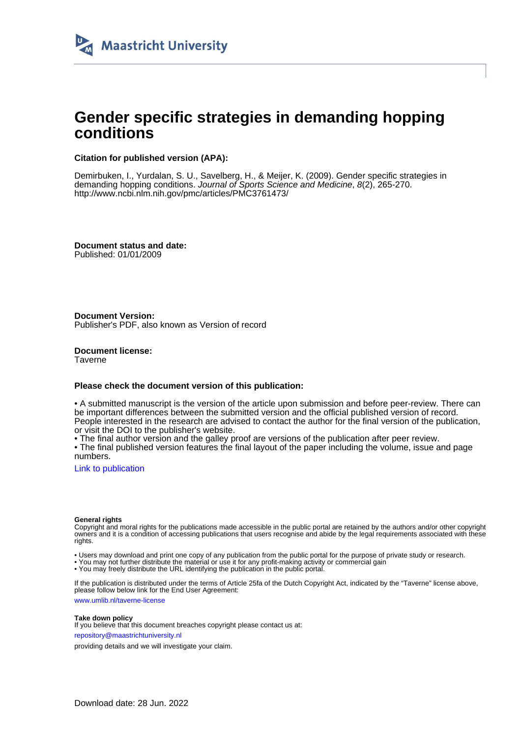Maastricht University

# Gender specific strategies in demanding hopping conditions

**Citation for published version (APA):**

Demirbuken, I., Yurdalan, S. U., Savelberg, H., & Meijer, K. (2009). Gender specific strategies in demanding hopping conditions. *Journal of Sports Science and Medicine*, *8*(2), 265-270. http://www.ncbi.nlm.nih.gov/pmc/articles/PMC3761473/

**Document status and date:**
Published: 01/01/2009

**Document Version:**
Publisher's PDF, also known as Version of record

**Document license:**
Taverne

**Please check the document version of this publication:**

• A submitted manuscript is the version of the article upon submission and before peer-review. There can be important differences between the submitted version and the official published version of record. People interested in the research are advised to contact the author for the final version of the publication, or visit the DOI to the publisher's website.
• The final author version and the galley proof are versions of the publication after peer review.
• The final published version features the final layout of the paper including the volume, issue and page numbers.

Link to publication

**General rights**
Copyright and moral rights for the publications made accessible in the public portal are retained by the authors and/or other copyright owners and it is a condition of accessing publications that users recognise and abide by the legal requirements associated with these rights.

• Users may download and print one copy of any publication from the public portal for the purpose of private study or research.
• You may not further distribute the material or use it for any profit-making activity or commercial gain
• You may freely distribute the URL identifying the publication in the public portal.

If the publication is distributed under the terms of Article 25fa of the Dutch Copyright Act, indicated by the "Taverne" license above, please follow below link for the End User Agreement:

www.umlib.nl/taverne-license

**Take down policy**
If you believe that this document breaches copyright please contact us at:

repository@maastrichtuniversity.nl

providing details and we will investigate your claim.

Download date: 28 Jun. 2022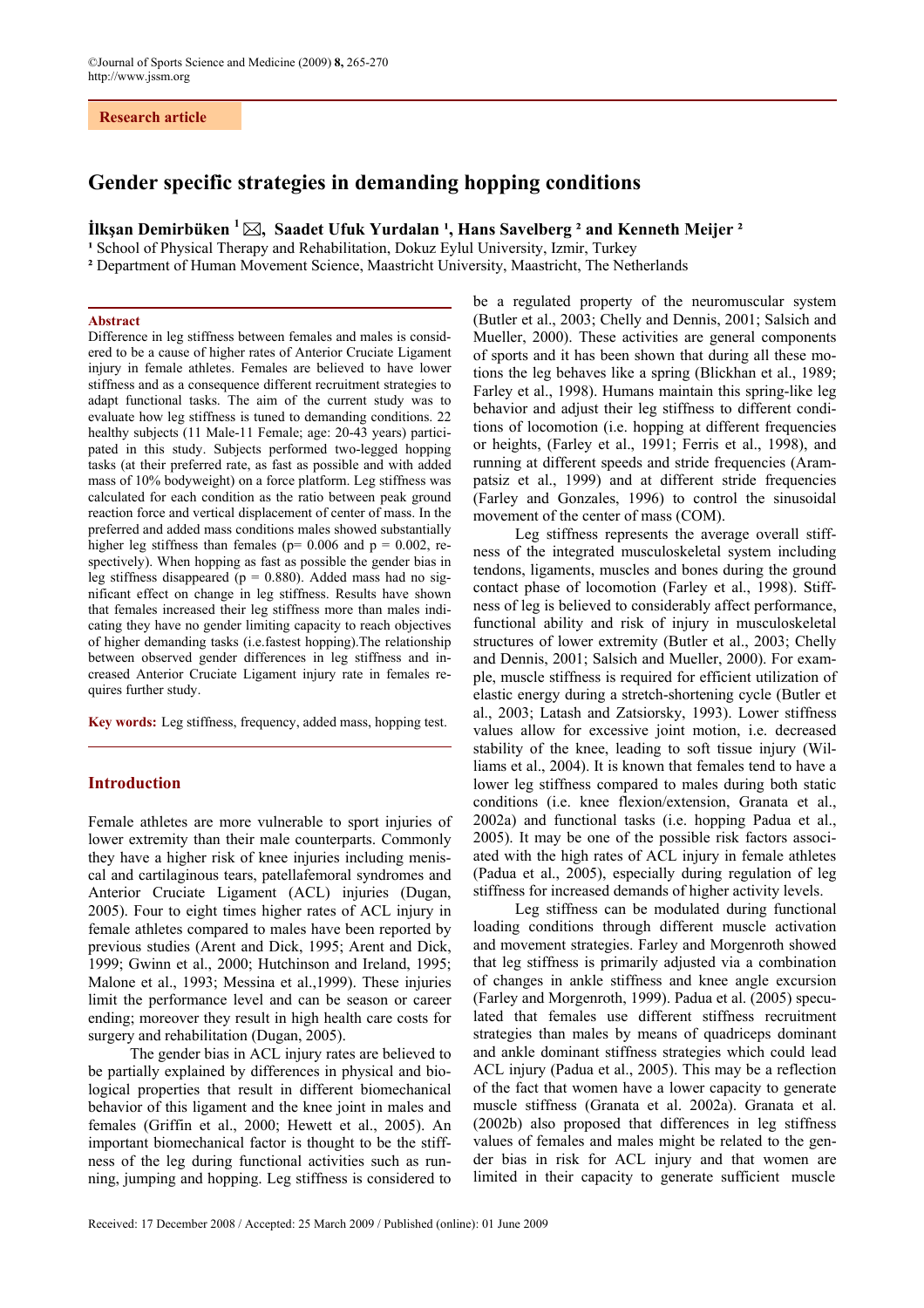# Gender specific strategies in demanding hopping conditions

**İlkşan Demirbüken** [1] ✉, **Saadet Ufuk Yurdalan** [1], **Hans Savelberg** [2] **and Kenneth Meijer** [2]

[1] School of Physical Therapy and Rehabilitation, Dokuz Eylul University, Izmir, Turkey

[2] Department of Human Movement Science, Maastricht University, Maastricht, The Netherlands

## Abstract

Difference in leg stiffness between females and males is considered to be a cause of higher rates of Anterior Cruciate Ligament injury in female athletes. Females are believed to have lower stiffness and as a consequence different recruitment strategies to adapt functional tasks. The aim of the current study was to evaluate how leg stiffness is tuned to demanding conditions. 22 healthy subjects (11 Male-11 Female; age: 20-43 years) participated in this study. Subjects performed two-legged hopping tasks (at their preferred rate, as fast as possible and with added mass of 10% bodyweight) on a force platform. Leg stiffness was calculated for each condition as the ratio between peak ground reaction force and vertical displacement of center of mass. In the preferred and added mass conditions males showed substantially higher leg stiffness than females (p= 0.006 and p = 0.002, respectively). When hopping as fast as possible the gender bias in leg stiffness disappeared (p = 0.880). Added mass had no significant effect on change in leg stiffness. Results have shown that females increased their leg stiffness more than males indicating they have no gender limiting capacity to reach objectives of higher demanding tasks (i.e.fastest hopping).The relationship between observed gender differences in leg stiffness and increased Anterior Cruciate Ligament injury rate in females requires further study.

**Key words:** Leg stiffness, frequency, added mass, hopping test.

## Introduction

Female athletes are more vulnerable to sport injuries of lower extremity than their male counterparts. Commonly they have a higher risk of knee injuries including meniscal and cartilaginous tears, patellafemoral syndromes and Anterior Cruciate Ligament (ACL) injuries (Dugan, 2005). Four to eight times higher rates of ACL injury in female athletes compared to males have been reported by previous studies (Arent and Dick, 1995; Arent and Dick, 1999; Gwinn et al., 2000; Hutchinson and Ireland, 1995; Malone et al., 1993; Messina et al.,1999). These injuries limit the performance level and can be season or career ending; moreover they result in high health care costs for surgery and rehabilitation (Dugan, 2005).

The gender bias in ACL injury rates are believed to be partially explained by differences in physical and biological properties that result in different biomechanical behavior of this ligament and the knee joint in males and females (Griffin et al., 2000; Hewett et al., 2005). An important biomechanical factor is thought to be the stiffness of the leg during functional activities such as running, jumping and hopping. Leg stiffness is considered to be a regulated property of the neuromuscular system (Butler et al., 2003; Chelly and Dennis, 2001; Salsich and Mueller, 2000). These activities are general components of sports and it has been shown that during all these motions the leg behaves like a spring (Blickhan et al., 1989; Farley et al., 1998). Humans maintain this spring-like leg behavior and adjust their leg stiffness to different conditions of locomotion (i.e. hopping at different frequencies or heights, (Farley et al., 1991; Ferris et al., 1998), and running at different speeds and stride frequencies (Arampatsiz et al., 1999) and at different stride frequencies (Farley and Gonzales, 1996) to control the sinusoidal movement of the center of mass (COM).

Leg stiffness represents the average overall stiffness of the integrated musculoskeletal system including tendons, ligaments, muscles and bones during the ground contact phase of locomotion (Farley et al., 1998). Stiffness of leg is believed to considerably affect performance, functional ability and risk of injury in musculoskeletal structures of lower extremity (Butler et al., 2003; Chelly and Dennis, 2001; Salsich and Mueller, 2000). For example, muscle stiffness is required for efficient utilization of elastic energy during a stretch-shortening cycle (Butler et al., 2003; Latash and Zatsiorsky, 1993). Lower stiffness values allow for excessive joint motion, i.e. decreased stability of the knee, leading to soft tissue injury (Williams et al., 2004). It is known that females tend to have a lower leg stiffness compared to males during both static conditions (i.e. knee flexion/extension, Granata et al., 2002a) and functional tasks (i.e. hopping Padua et al., 2005). It may be one of the possible risk factors associated with the high rates of ACL injury in female athletes (Padua et al., 2005), especially during regulation of leg stiffness for increased demands of higher activity levels.

Leg stiffness can be modulated during functional loading conditions through different muscle activation and movement strategies. Farley and Morgenroth showed that leg stiffness is primarily adjusted via a combination of changes in ankle stiffness and knee angle excursion (Farley and Morgenroth, 1999). Padua et al. (2005) speculated that females use different stiffness recruitment strategies than males by means of quadriceps dominant and ankle dominant stiffness strategies which could lead ACL injury (Padua et al., 2005). This may be a reflection of the fact that women have a lower capacity to generate muscle stiffness (Granata et al. 2002a). Granata et al. (2002b) also proposed that differences in leg stiffness values of females and males might be related to the gender bias in risk for ACL injury and that women are limited in their capacity to generate sufficient muscle

Received: 17 December 2008 / Accepted: 25 March 2009 / Published (online): 01 June 2009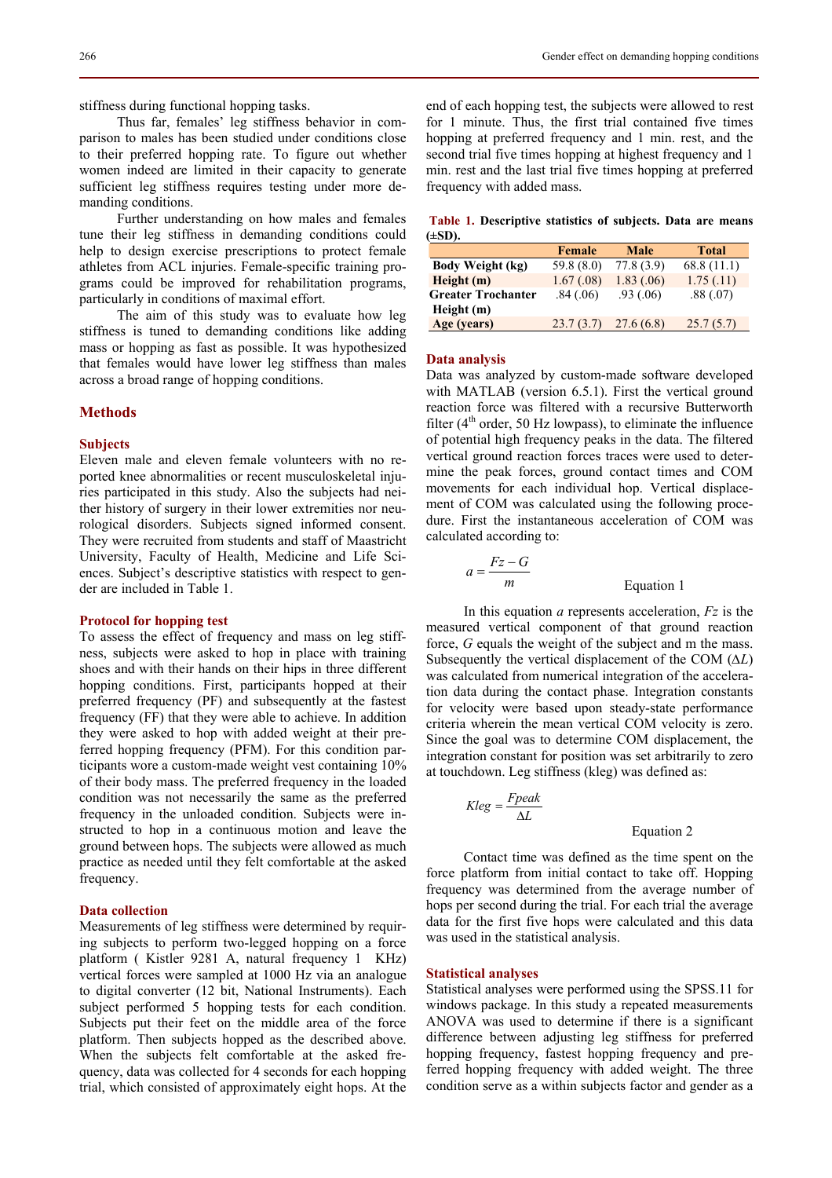stiffness during functional hopping tasks.

Thus far, females' leg stiffness behavior in comparison to males has been studied under conditions close to their preferred hopping rate. To figure out whether women indeed are limited in their capacity to generate sufficient leg stiffness requires testing under more demanding conditions.

Further understanding on how males and females tune their leg stiffness in demanding conditions could help to design exercise prescriptions to protect female athletes from ACL injuries. Female-specific training programs could be improved for rehabilitation programs, particularly in conditions of maximal effort.

The aim of this study was to evaluate how leg stiffness is tuned to demanding conditions like adding mass or hopping as fast as possible. It was hypothesized that females would have lower leg stiffness than males across a broad range of hopping conditions.

## Methods

### Subjects

Eleven male and eleven female volunteers with no reported knee abnormalities or recent musculoskeletal injuries participated in this study. Also the subjects had neither history of surgery in their lower extremities nor neurological disorders. Subjects signed informed consent. They were recruited from students and staff of Maastricht University, Faculty of Health, Medicine and Life Sciences. Subject's descriptive statistics with respect to gender are included in Table 1.

### Protocol for hopping test

To assess the effect of frequency and mass on leg stiffness, subjects were asked to hop in place with training shoes and with their hands on their hips in three different hopping conditions. First, participants hopped at their preferred frequency (PF) and subsequently at the fastest frequency (FF) that they were able to achieve. In addition they were asked to hop with added weight at their preferred hopping frequency (PFM). For this condition participants wore a custom-made weight vest containing 10% of their body mass. The preferred frequency in the loaded condition was not necessarily the same as the preferred frequency in the unloaded condition. Subjects were instructed to hop in a continuous motion and leave the ground between hops. The subjects were allowed as much practice as needed until they felt comfortable at the asked frequency.

### Data collection

Measurements of leg stiffness were determined by requiring subjects to perform two-legged hopping on a force platform ( Kistler 9281 A, natural frequency 1 KHz) vertical forces were sampled at 1000 Hz via an analogue to digital converter (12 bit, National Instruments). Each subject performed 5 hopping tests for each condition. Subjects put their feet on the middle area of the force platform. Then subjects hopped as the described above. When the subjects felt comfortable at the asked frequency, data was collected for 4 seconds for each hopping trial, which consisted of approximately eight hops. At the end of each hopping test, the subjects were allowed to rest for 1 minute. Thus, the first trial contained five times hopping at preferred frequency and 1 min. rest, and the second trial five times hopping at highest frequency and 1 min. rest and the last trial five times hopping at preferred frequency with added mass.

**Table 1. Descriptive statistics of subjects. Data are means (±SD).**

| | Female | Male | Total |
|---|---|---|---|
| **Body Weight (kg)** | 59.8 (8.0) | 77.8 (3.9) | 68.8 (11.1) |
| **Height (m)** | 1.67 (.08) | 1.83 (.06) | 1.75 (.11) |
| **Greater Trochanter Height (m)** | .84 (.06) | .93 (.06) | .88 (.07) |
| **Age (years)** | 23.7 (3.7) | 27.6 (6.8) | 25.7 (5.7) |

### Data analysis

Data was analyzed by custom-made software developed with MATLAB (version 6.5.1). First the vertical ground reaction force was filtered with a recursive Butterworth filter (4th order, 50 Hz lowpass), to eliminate the influence of potential high frequency peaks in the data. The filtered vertical ground reaction forces traces were used to determine the peak forces, ground contact times and COM movements for each individual hop. Vertical displacement of COM was calculated using the following procedure. First the instantaneous acceleration of COM was calculated according to:

$$a = \frac{Fz - G}{m} \qquad \text{Equation 1}$$

In this equation $a$ represents acceleration, $Fz$ is the measured vertical component of that ground reaction force, $G$ equals the weight of the subject and m the mass. Subsequently the vertical displacement of the COM ($\Delta L$) was calculated from numerical integration of the acceleration data during the contact phase. Integration constants for velocity were based upon steady-state performance criteria wherein the mean vertical COM velocity is zero. Since the goal was to determine COM displacement, the integration constant for position was set arbitrarily to zero at touchdown. Leg stiffness (kleg) was defined as:

$$Kleg = \frac{Fpeak}{\Delta L} \qquad \text{Equation 2}$$

Contact time was defined as the time spent on the force platform from initial contact to take off. Hopping frequency was determined from the average number of hops per second during the trial. For each trial the average data for the first five hops were calculated and this data was used in the statistical analysis.

### Statistical analyses

Statistical analyses were performed using the SPSS.11 for windows package. In this study a repeated measurements ANOVA was used to determine if there is a significant difference between adjusting leg stiffness for preferred hopping frequency, fastest hopping frequency and preferred hopping frequency with added weight. The three condition serve as a within subjects factor and gender as a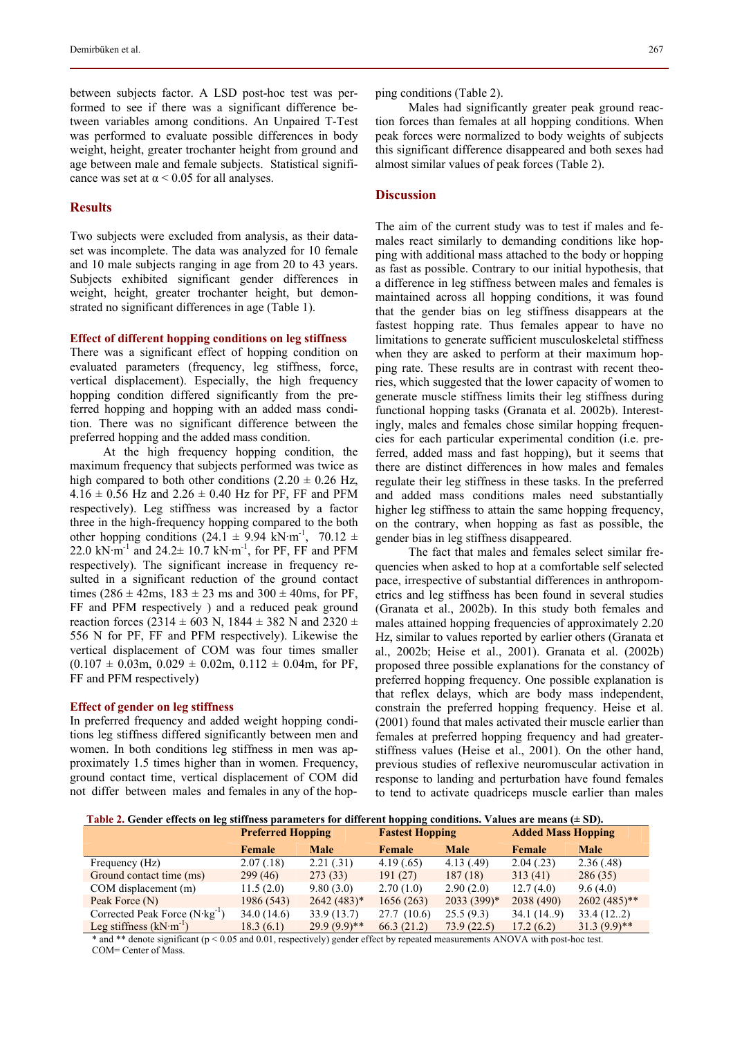between subjects factor. A LSD post-hoc test was performed to see if there was a significant difference between variables among conditions. An Unpaired T-Test was performed to evaluate possible differences in body weight, height, greater trochanter height from ground and age between male and female subjects. Statistical significance was set at $\alpha < 0.05$ for all analyses.

## Results

Two subjects were excluded from analysis, as their dataset was incomplete. The data was analyzed for 10 female and 10 male subjects ranging in age from 20 to 43 years. Subjects exhibited significant gender differences in weight, height, greater trochanter height, but demonstrated no significant differences in age (Table 1).

### Effect of different hopping conditions on leg stiffness

There was a significant effect of hopping condition on evaluated parameters (frequency, leg stiffness, force, vertical displacement). Especially, the high frequency hopping condition differed significantly from the preferred hopping and hopping with an added mass condition. There was no significant difference between the preferred hopping and the added mass condition.

At the high frequency hopping condition, the maximum frequency that subjects performed was twice as high compared to both other conditions (2.20 ± 0.26 Hz, 4.16 ± 0.56 Hz and 2.26 ± 0.40 Hz for PF, FF and PFM respectively). Leg stiffness was increased by a factor three in the high-frequency hopping compared to the both other hopping conditions (24.1 ± 9.94 $kN \cdot m^{-1}$, 70.12 ± 22.0 $kN \cdot m^{-1}$ and 24.2± 10.7 $kN \cdot m^{-1}$, for PF, FF and PFM respectively). The significant increase in frequency resulted in a significant reduction of the ground contact times (286 ± 42ms, 183 ± 23 ms and 300 ± 40ms, for PF, FF and PFM respectively ) and a reduced peak ground reaction forces (2314 ± 603 N, 1844 ± 382 N and 2320 ± 556 N for PF, FF and PFM respectively). Likewise the vertical displacement of COM was four times smaller (0.107 ± 0.03m, 0.029 ± 0.02m, 0.112 ± 0.04m, for PF, FF and PFM respectively)

### Effect of gender on leg stiffness

In preferred frequency and added weight hopping conditions leg stiffness differed significantly between men and women. In both conditions leg stiffness in men was approximately 1.5 times higher than in women. Frequency, ground contact time, vertical displacement of COM did not differ between males and females in any of the hopping conditions (Table 2).

Males had significantly greater peak ground reaction forces than females at all hopping conditions. When peak forces were normalized to body weights of subjects this significant difference disappeared and both sexes had almost similar values of peak forces (Table 2).

## Discussion

The aim of the current study was to test if males and females react similarly to demanding conditions like hopping with additional mass attached to the body or hopping as fast as possible. Contrary to our initial hypothesis, that a difference in leg stiffness between males and females is maintained across all hopping conditions, it was found that the gender bias on leg stiffness disappears at the fastest hopping rate. Thus females appear to have no limitations to generate sufficient musculoskeletal stiffness when they are asked to perform at their maximum hopping rate. These results are in contrast with recent theories, which suggested that the lower capacity of women to generate muscle stiffness limits their leg stiffness during functional hopping tasks (Granata et al. 2002b). Interestingly, males and females chose similar hopping frequencies for each particular experimental condition (i.e. preferred, added mass and fast hopping), but it seems that there are distinct differences in how males and females regulate their leg stiffness in these tasks. In the preferred and added mass conditions males need substantially higher leg stiffness to attain the same hopping frequency, on the contrary, when hopping as fast as possible, the gender bias in leg stiffness disappeared.

The fact that males and females select similar frequencies when asked to hop at a comfortable self selected pace, irrespective of substantial differences in anthropometrics and leg stiffness has been found in several studies (Granata et al., 2002b). In this study both females and males attained hopping frequencies of approximately 2.20 Hz, similar to values reported by earlier others (Granata et al., 2002b; Heise et al., 2001). Granata et al. (2002b) proposed three possible explanations for the constancy of preferred hopping frequency. One possible explanation is that reflex delays, which are body mass independent, constrain the preferred hopping frequency. Heise et al. (2001) found that males activated their muscle earlier than females at preferred hopping frequency and had greater-stiffness values (Heise et al., 2001). On the other hand, previous studies of reflexive neuromuscular activation in response to landing and perturbation have found females to tend to activate quadriceps muscle earlier than males

**Table 2. Gender effects on leg stiffness parameters for different hopping conditions. Values are means (± SD).**

| | Preferred Hopping | | Fastest Hopping | | Added Mass Hopping | |
|---|---|---|---|---|---|---|
| | Female | Male | Female | Male | Female | Male |
| Frequency (Hz) | 2.07 (.18) | 2.21 (.31) | 4.19 (.65) | 4.13 (.49) | 2.04 (.23) | 2.36 (.48) |
| Ground contact time (ms) | 299 (46) | 273 (33) | 191 (27) | 187 (18) | 313 (41) | 286 (35) |
| COM displacement (m) | 11.5 (2.0) | 9.80 (3.0) | 2.70 (1.0) | 2.90 (2.0) | 12.7 (4.0) | 9.6 (4.0) |
| Peak Force (N) | 1986 (543) | 2642 (483)* | 1656 (263) | 2033 (399)* | 2038 (490) | 2602 (485)** |
| Corrected Peak Force ($N \cdot kg^{-1}$) | 34.0 (14.6) | 33.9 (13.7) | 27.7 (10.6) | 25.5 (9.3) | 34.1 (14..9) | 33.4 (12..2) |
| Leg stiffness ($kN \cdot m^{-1}$) | 18.3 (6.1) | 29.9 (9.9)** | 66.3 (21.2) | 73.9 (22.5) | 17.2 (6.2) | 31.3 (9.9)** |

\* and ** denote significant ($p < 0.05$ and 0.01, respectively) gender effect by repeated measurements ANOVA with post-hoc test. COM= Center of Mass.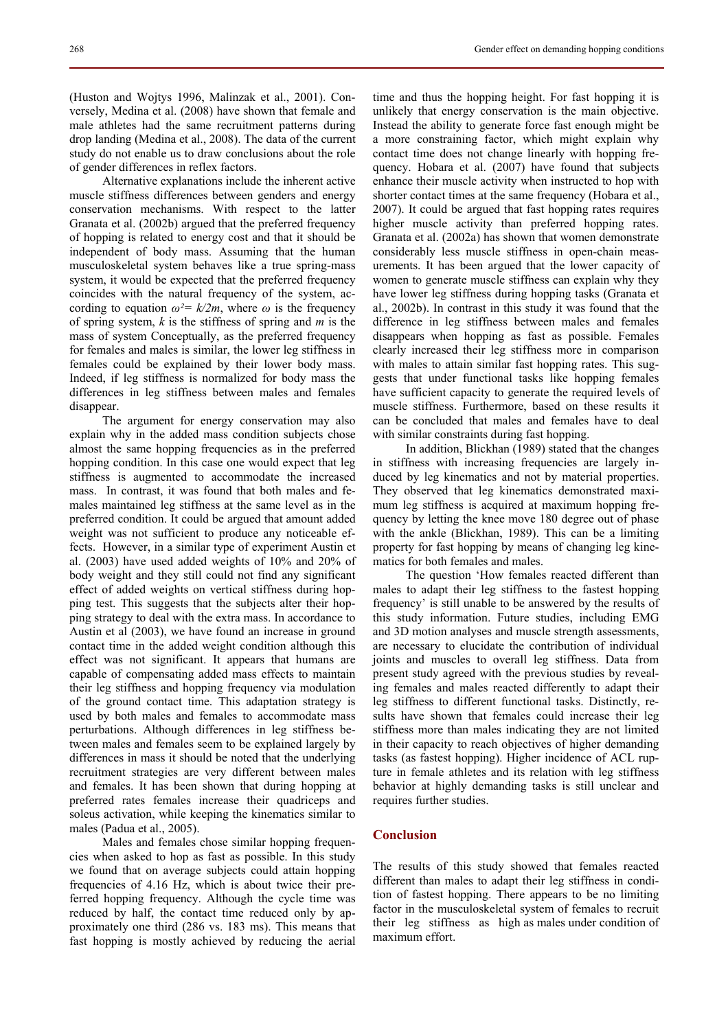(Huston and Wojtys 1996, Malinzak et al., 2001). Conversely, Medina et al. (2008) have shown that female and male athletes had the same recruitment patterns during drop landing (Medina et al., 2008). The data of the current study do not enable us to draw conclusions about the role of gender differences in reflex factors.

Alternative explanations include the inherent active muscle stiffness differences between genders and energy conservation mechanisms. With respect to the latter Granata et al. (2002b) argued that the preferred frequency of hopping is related to energy cost and that it should be independent of body mass. Assuming that the human musculoskeletal system behaves like a true spring-mass system, it would be expected that the preferred frequency coincides with the natural frequency of the system, according to equation $\omega^2 = k/2m$, where $\omega$ is the frequency of spring system, $k$ is the stiffness of spring and $m$ is the mass of system Conceptually, as the preferred frequency for females and males is similar, the lower leg stiffness in females could be explained by their lower body mass. Indeed, if leg stiffness is normalized for body mass the differences in leg stiffness between males and females disappear.

The argument for energy conservation may also explain why in the added mass condition subjects chose almost the same hopping frequencies as in the preferred hopping condition. In this case one would expect that leg stiffness is augmented to accommodate the increased mass. In contrast, it was found that both males and females maintained leg stiffness at the same level as in the preferred condition. It could be argued that amount added weight was not sufficient to produce any noticeable effects. However, in a similar type of experiment Austin et al. (2003) have used added weights of 10% and 20% of body weight and they still could not find any significant effect of added weights on vertical stiffness during hopping test. This suggests that the subjects alter their hopping strategy to deal with the extra mass. In accordance to Austin et al (2003), we have found an increase in ground contact time in the added weight condition although this effect was not significant. It appears that humans are capable of compensating added mass effects to maintain their leg stiffness and hopping frequency via modulation of the ground contact time. This adaptation strategy is used by both males and females to accommodate mass perturbations. Although differences in leg stiffness between males and females seem to be explained largely by differences in mass it should be noted that the underlying recruitment strategies are very different between males and females. It has been shown that during hopping at preferred rates females increase their quadriceps and soleus activation, while keeping the kinematics similar to males (Padua et al., 2005).

Males and females chose similar hopping frequencies when asked to hop as fast as possible. In this study we found that on average subjects could attain hopping frequencies of 4.16 Hz, which is about twice their preferred hopping frequency. Although the cycle time was reduced by half, the contact time reduced only by approximately one third (286 vs. 183 ms). This means that fast hopping is mostly achieved by reducing the aerial time and thus the hopping height. For fast hopping it is unlikely that energy conservation is the main objective. Instead the ability to generate force fast enough might be a more constraining factor, which might explain why contact time does not change linearly with hopping frequency. Hobara et al. (2007) have found that subjects enhance their muscle activity when instructed to hop with shorter contact times at the same frequency (Hobara et al., 2007). It could be argued that fast hopping rates requires higher muscle activity than preferred hopping rates. Granata et al. (2002a) has shown that women demonstrate considerably less muscle stiffness in open-chain measurements. It has been argued that the lower capacity of women to generate muscle stiffness can explain why they have lower leg stiffness during hopping tasks (Granata et al., 2002b). In contrast in this study it was found that the difference in leg stiffness between males and females disappears when hopping as fast as possible. Females clearly increased their leg stiffness more in comparison with males to attain similar fast hopping rates. This suggests that under functional tasks like hopping females have sufficient capacity to generate the required levels of muscle stiffness. Furthermore, based on these results it can be concluded that males and females have to deal with similar constraints during fast hopping.

In addition, Blickhan (1989) stated that the changes in stiffness with increasing frequencies are largely induced by leg kinematics and not by material properties. They observed that leg kinematics demonstrated maximum leg stiffness is acquired at maximum hopping frequency by letting the knee move 180 degree out of phase with the ankle (Blickhan, 1989). This can be a limiting property for fast hopping by means of changing leg kinematics for both females and males.

The question 'How females reacted different than males to adapt their leg stiffness to the fastest hopping frequency' is still unable to be answered by the results of this study information. Future studies, including EMG and 3D motion analyses and muscle strength assessments, are necessary to elucidate the contribution of individual joints and muscles to overall leg stiffness. Data from present study agreed with the previous studies by revealing females and males reacted differently to adapt their leg stiffness to different functional tasks. Distinctly, results have shown that females could increase their leg stiffness more than males indicating they are not limited in their capacity to reach objectives of higher demanding tasks (as fastest hopping). Higher incidence of ACL rupture in female athletes and its relation with leg stiffness behavior at highly demanding tasks is still unclear and requires further studies.

## Conclusion

The results of this study showed that females reacted different than males to adapt their leg stiffness in condition of fastest hopping. There appears to be no limiting factor in the musculoskeletal system of females to recruit their leg stiffness as high as males under condition of maximum effort.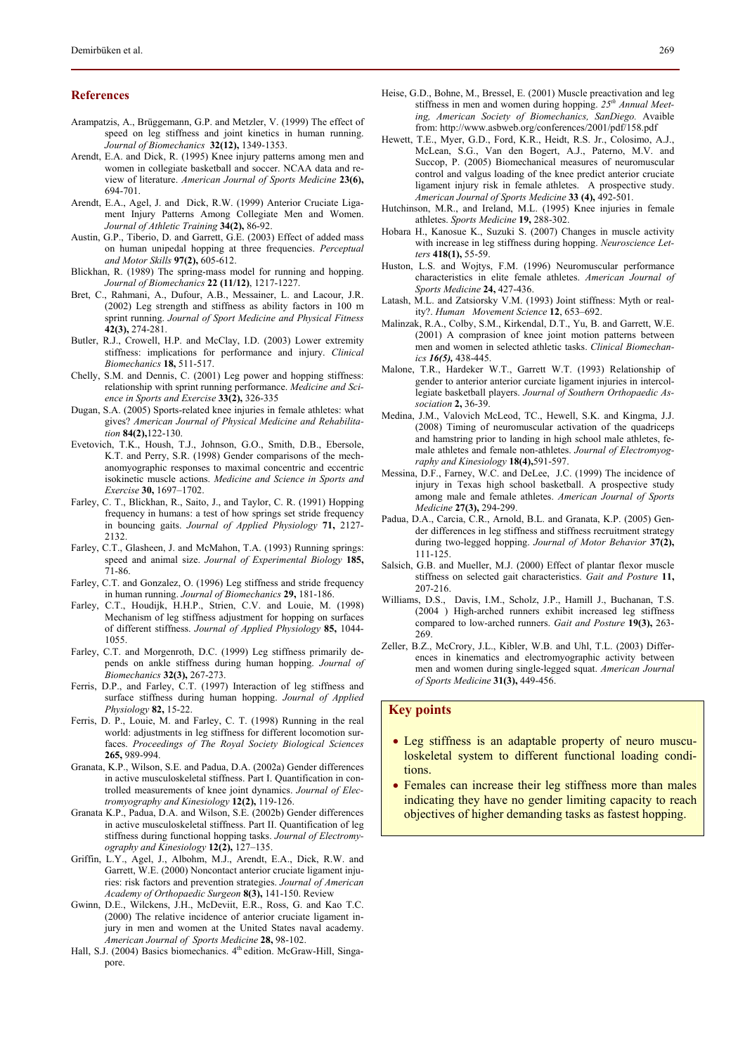## References

Arampatzis, A., Brüggemann, G.P. and Metzler, V. (1999) The effect of speed on leg stiffness and joint kinetics in human running. *Journal of Biomechanics* **32(12),** 1349-1353.

Arendt, E.A. and Dick, R. (1995) Knee injury patterns among men and women in collegiate basketball and soccer. NCAA data and review of literature. *American Journal of Sports Medicine* **23(6),** 694-701.

Arendt, E.A., Agel, J. and Dick, R.W. (1999) Anterior Cruciate Ligament Injury Patterns Among Collegiate Men and Women. *Journal of Athletic Training* **34(2),** 86-92.

Austin, G.P., Tiberio, D. and Garrett, G.E. (2003) Effect of added mass on human unipedal hopping at three frequencies. *Perceptual and Motor Skills* **97(2),** 605-612.

Blickhan, R. (1989) The spring-mass model for running and hopping. *Journal of Biomechanics* **22 (11/12)**, 1217-1227.

Bret, C., Rahmani, A., Dufour, A.B., Messainer, L. and Lacour, J.R. (2002) Leg strength and stiffness as ability factors in 100 m sprint running. *Journal of Sport Medicine and Physical Fitness* **42(3),** 274-281.

Butler, R.J., Crowell, H.P. and McClay, I.D. (2003) Lower extremity stiffness: implications for performance and injury. *Clinical Biomechanics* **18,** 511-517.

Chelly, S.M. and Dennis, C. (2001) Leg power and hopping stiffness: relationship with sprint running performance. *Medicine and Science in Sports and Exercise* **33(2),** 326-335

Dugan, S.A. (2005) Sports-related knee injuries in female athletes: what gives? *American Journal of Physical Medicine and Rehabilitation* **84(2),**122-130.

Evetovich, T.K., Housh, T.J., Johnson, G.O., Smith, D.B., Ebersole, K.T. and Perry, S.R. (1998) Gender comparisons of the mechanomyographic responses to maximal concentric and eccentric isokinetic muscle actions. *Medicine and Science in Sports and Exercise* **30,** 1697–1702.

Farley, C. T., Blickhan, R., Saito, J., and Taylor, C. R. (1991) Hopping frequency in humans: a test of how springs set stride frequency in bouncing gaits. *Journal of Applied Physiology* **71,** 2127-2132.

Farley, C.T., Glasheen, J. and McMahon, T.A. (1993) Running springs: speed and animal size. *Journal of Experimental Biology* **185,** 71-86.

Farley, C.T. and Gonzalez, O. (1996) Leg stiffness and stride frequency in human running. *Journal of Biomechanics* **29,** 181-186.

Farley, C.T., Houdijk, H.H.P., Strien, C.V. and Louie, M. (1998) Mechanism of leg stiffness adjustment for hopping on surfaces of different stiffness. *Journal of Applied Physiology* **85,** 1044-1055.

Farley, C.T. and Morgenroth, D.C. (1999) Leg stiffness primarily depends on ankle stiffness during human hopping. *Journal of Biomechanics* **32(3),** 267-273.

Ferris, D.P., and Farley, C.T. (1997) Interaction of leg stiffness and surface stiffness during human hopping. *Journal of Applied Physiology* **82,** 15-22.

Ferris, D. P., Louie, M. and Farley, C. T. (1998) Running in the real world: adjustments in leg stiffness for different locomotion surfaces. *Proceedings of The Royal Society Biological Sciences* **265,** 989-994.

Granata, K.P., Wilson, S.E. and Padua, D.A. (2002a) Gender differences in active musculoskeletal stiffness. Part I. Quantification in controlled measurements of knee joint dynamics. *Journal of Electromyography and Kinesiology* **12(2),** 119-126.

Granata K.P., Padua, D.A. and Wilson, S.E. (2002b) Gender differences in active musculoskeletal stiffness. Part II. Quantification of leg stiffness during functional hopping tasks. *Journal of Electromyography and Kinesiology* **12(2),** 127–135.

Griffin, L.Y., Agel, J., Albohm, M.J., Arendt, E.A., Dick, R.W. and Garrett, W.E. (2000) Noncontact anterior cruciate ligament injuries: risk factors and prevention strategies. *Journal of American Academy of Orthopaedic Surgeon* **8(3),** 141-150. Review

Gwinn, D.E., Wilckens, J.H., McDeviit, E.R., Ross, G. and Kao T.C. (2000) The relative incidence of anterior cruciate ligament injury in men and women at the United States naval academy. *American Journal of Sports Medicine* **28,** 98-102.

Hall, S.J. (2004) Basics biomechanics. 4th edition. McGraw-Hill, Singapore.

Heise, G.D., Bohne, M., Bressel, E. (2001) Muscle preactivation and leg stiffness in men and women during hopping. *25th Annual Meeting, American Society of Biomechanics, SanDiego.* Avaible from: http://www.asbweb.org/conferences/2001/pdf/158.pdf

Hewett, T.E., Myer, G.D., Ford, K.R., Heidt, R.S. Jr., Colosimo, A.J., McLean, S.G., Van den Bogert, A.J., Paterno, M.V. and Succop, P. (2005) Biomechanical measures of neuromuscular control and valgus loading of the knee predict anterior cruciate ligament injury risk in female athletes. A prospective study. *American Journal of Sports Medicine* **33 (4),** 492-501.

Hutchinson, M.R., and Ireland, M.L. (1995) Knee injuries in female athletes. *Sports Medicine* **19,** 288-302.

Hobara H., Kanosue K., Suzuki S. (2007) Changes in muscle activity with increase in leg stiffness during hopping. *Neuroscience Letters* **418(1),** 55-59.

Huston, L.S. and Wojtys, F.M. (1996) Neuromuscular performance characteristics in elite female athletes. *American Journal of Sports Medicine* **24,** 427-436.

Latash, M.L. and Zatsiorsky V.M. (1993) Joint stiffness: Myth or reality?. *Human Movement Science* **12**, 653–692.

Malinzak, R.A., Colby, S.M., Kirkendal, D.T., Yu, B. and Garrett, W.E. (2001) A comprasion of knee joint motion patterns between men and women in selected athletic tasks. *Clinical Biomechanics* ***16(5),*** 438-445.

Malone, T.R., Hardeker W.T., Garrett W.T. (1993) Relationship of gender to anterior anterior curciate ligament injuries in intercollegiate basketball players. *Journal of Southern Orthopaedic Association* **2,** 36-39.

Medina, J.M., Valovich McLeod, TC., Hewell, S.K. and Kingma, J.J. (2008) Timing of neuromuscular activation of the quadriceps and hamstring prior to landing in high school male athletes, female athletes and female non-athletes. *Journal of Electromyography and Kinesiology* **18(4),**591-597.

Messina, D.F., Farney, W.C. and DeLee, J.C. (1999) The incidence of injury in Texas high school basketball. A prospective study among male and female athletes. *American Journal of Sports Medicine* **27(3),** 294-299.

Padua, D.A., Carcia, C.R., Arnold, B.L. and Granata, K.P. (2005) Gender differences in leg stiffness and stiffness recruitment strategy during two-legged hopping. *Journal of Motor Behavior* **37(2),** 111-125.

Salsich, G.B. and Mueller, M.J. (2000) Effect of plantar flexor muscle stiffness on selected gait characteristics. *Gait and Posture* **11,** 207-216.

Williams, D.S., Davis, I.M., Scholz, J.P., Hamill J., Buchanan, T.S. (2004 ) High-arched runners exhibit increased leg stiffness compared to low-arched runners. *Gait and Posture* **19(3),** 263-269.

Zeller, B.Z., McCrory, J.L., Kibler, W.B. and Uhl, T.L. (2003) Differences in kinematics and electromyographic activity between men and women during single-legged squat. *American Journal of Sports Medicine* **31(3),** 449-456.

## Key points

- Leg stiffness is an adaptable property of neuro musculoskeletal system to different functional loading conditions.
- Females can increase their leg stiffness more than males indicating they have no gender limiting capacity to reach objectives of higher demanding tasks as fastest hopping.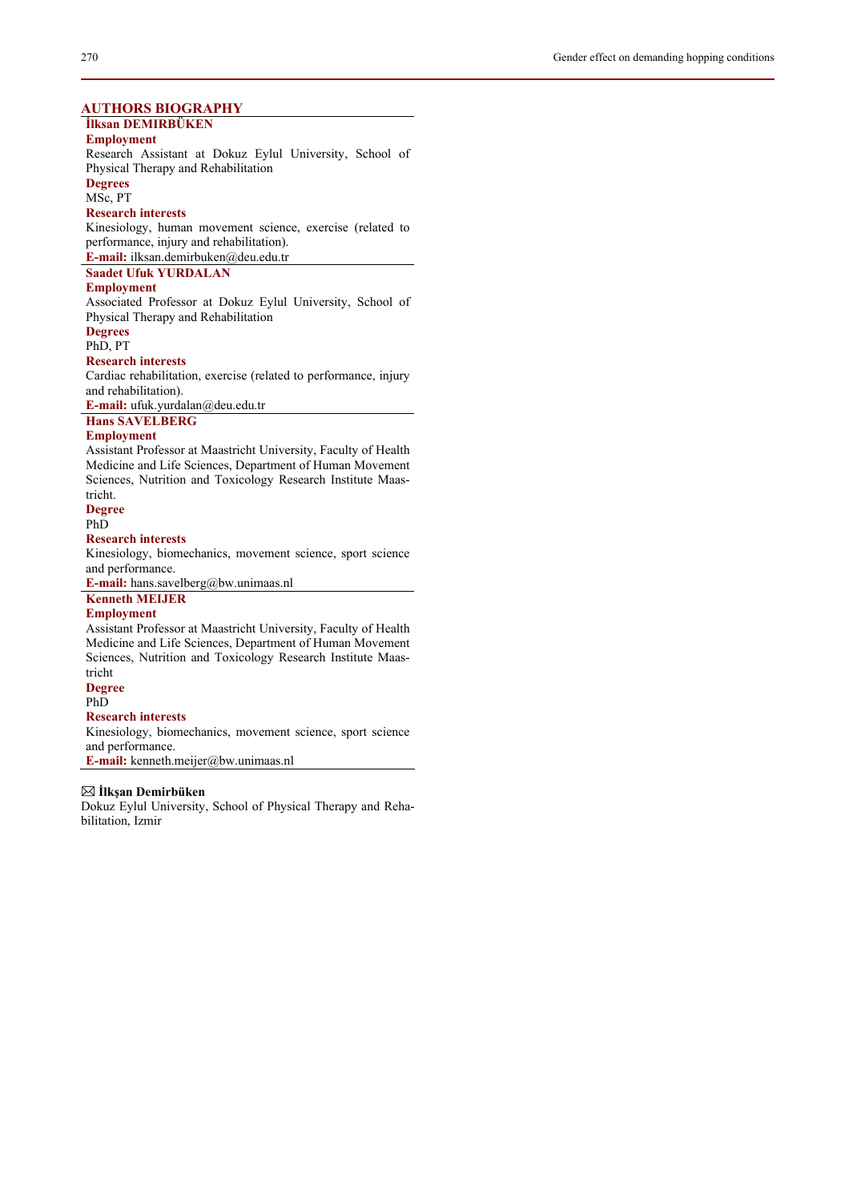## AUTHORS BIOGRAPHY

**İlksan DEMIRBÜKEN**

**Employment**

Research Assistant at Dokuz Eylul University, School of Physical Therapy and Rehabilitation

**Degrees**

MSc, PT

**Research interests**

Kinesiology, human movement science, exercise (related to performance, injury and rehabilitation).

**E-mail:** ilksan.demirbuken@deu.edu.tr

**Saadet Ufuk YURDALAN**

**Employment**

Associated Professor at Dokuz Eylul University, School of Physical Therapy and Rehabilitation

**Degrees**

PhD, PT

**Research interests**

Cardiac rehabilitation, exercise (related to performance, injury and rehabilitation).

**E-mail:** ufuk.yurdalan@deu.edu.tr

**Hans SAVELBERG**

**Employment**

Assistant Professor at Maastricht University, Faculty of Health Medicine and Life Sciences, Department of Human Movement Sciences, Nutrition and Toxicology Research Institute Maastricht.

**Degree**

PhD

**Research interests**

Kinesiology, biomechanics, movement science, sport science and performance.

**E-mail:** hans.savelberg@bw.unimaas.nl

**Kenneth MEIJER**

**Employment**

Assistant Professor at Maastricht University, Faculty of Health Medicine and Life Sciences, Department of Human Movement Sciences, Nutrition and Toxicology Research Institute Maastricht

**Degree**

PhD

**Research interests**

Kinesiology, biomechanics, movement science, sport science and performance.

**E-mail:** kenneth.meijer@bw.unimaas.nl

✉ **İlkşan Demirbüken**

Dokuz Eylul University, School of Physical Therapy and Rehabilitation, Izmir